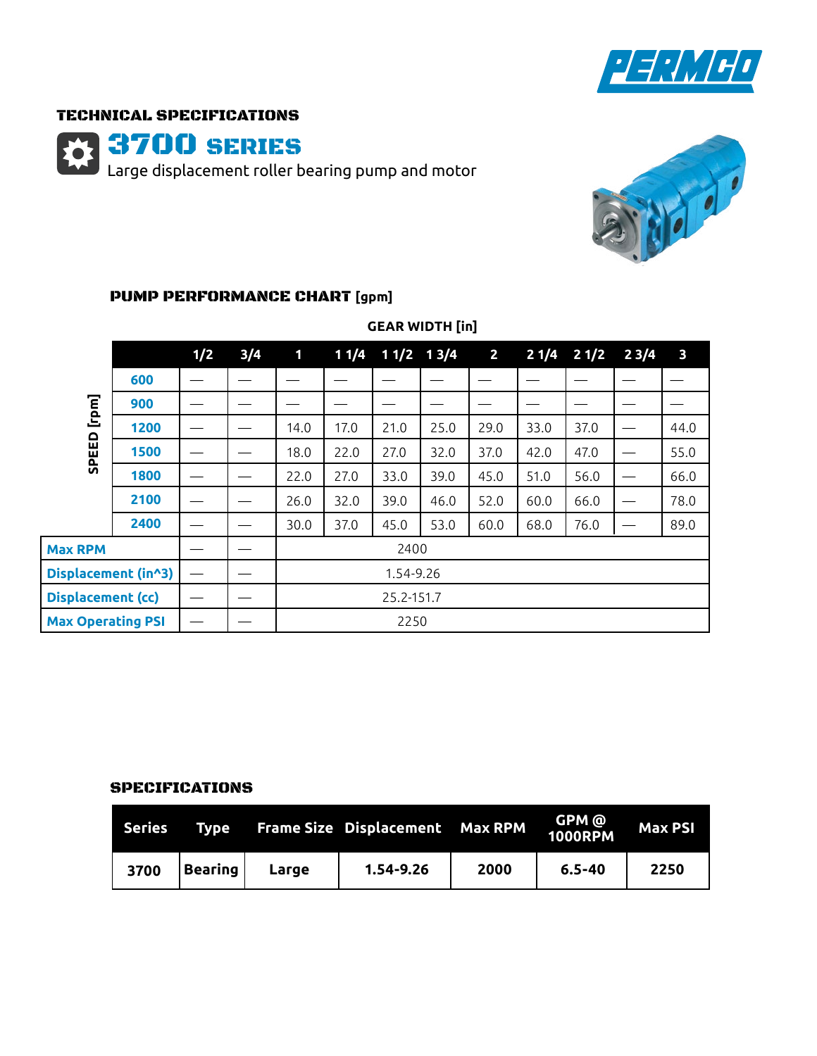PERMCO

# TECHNICAL SPECIFICATIONS

## 3700 SERIES

Large displacement roller bearing pump and motor

### PUMP PERFORMANCE CHART [gpm]

GEAR WIDTH [in]

| SPEED [rpm] | 1/2 | 3/4 | 1 | 1 1/4 | 1 1/2 | 1 3/4 | 2 | 2 1/4 | 2 1/2 | 2 3/4 | 3 |
|---|---|---|---|---|---|---|---|---|---|---|---|
| 600 | — | — | — | — | — | — | — | — | — | — | — |
| 900 | — | — | — | — | — | — | — | — | — | — | — |
| 1200 | — | — | 14.0 | 17.0 | 21.0 | 25.0 | 29.0 | 33.0 | 37.0 | — | 44.0 |
| 1500 | — | — | 18.0 | 22.0 | 27.0 | 32.0 | 37.0 | 42.0 | 47.0 | — | 55.0 |
| 1800 | — | — | 22.0 | 27.0 | 33.0 | 39.0 | 45.0 | 51.0 | 56.0 | — | 66.0 |
| 2100 | — | — | 26.0 | 32.0 | 39.0 | 46.0 | 52.0 | 60.0 | 66.0 | — | 78.0 |
| 2400 | — | — | 30.0 | 37.0 | 45.0 | 53.0 | 60.0 | 68.0 | 76.0 | — | 89.0 |
| Max RPM | — | — | 2400 | | | | | | | | |
| Displacement (in^3) | — | — | 1.54-9.26 | | | | | | | | |
| Displacement (cc) | — | — | 25.2-151.7 | | | | | | | | |
| Max Operating PSI | — | — | 2250 | | | | | | | | |

### SPECIFICATIONS

| Series | Type | Frame Size | Displacement | Max RPM | GPM @ 1000RPM | Max PSI |
|---|---|---|---|---|---|---|
| 3700 | Bearing | Large | 1.54-9.26 | 2000 | 6.5-40 | 2250 |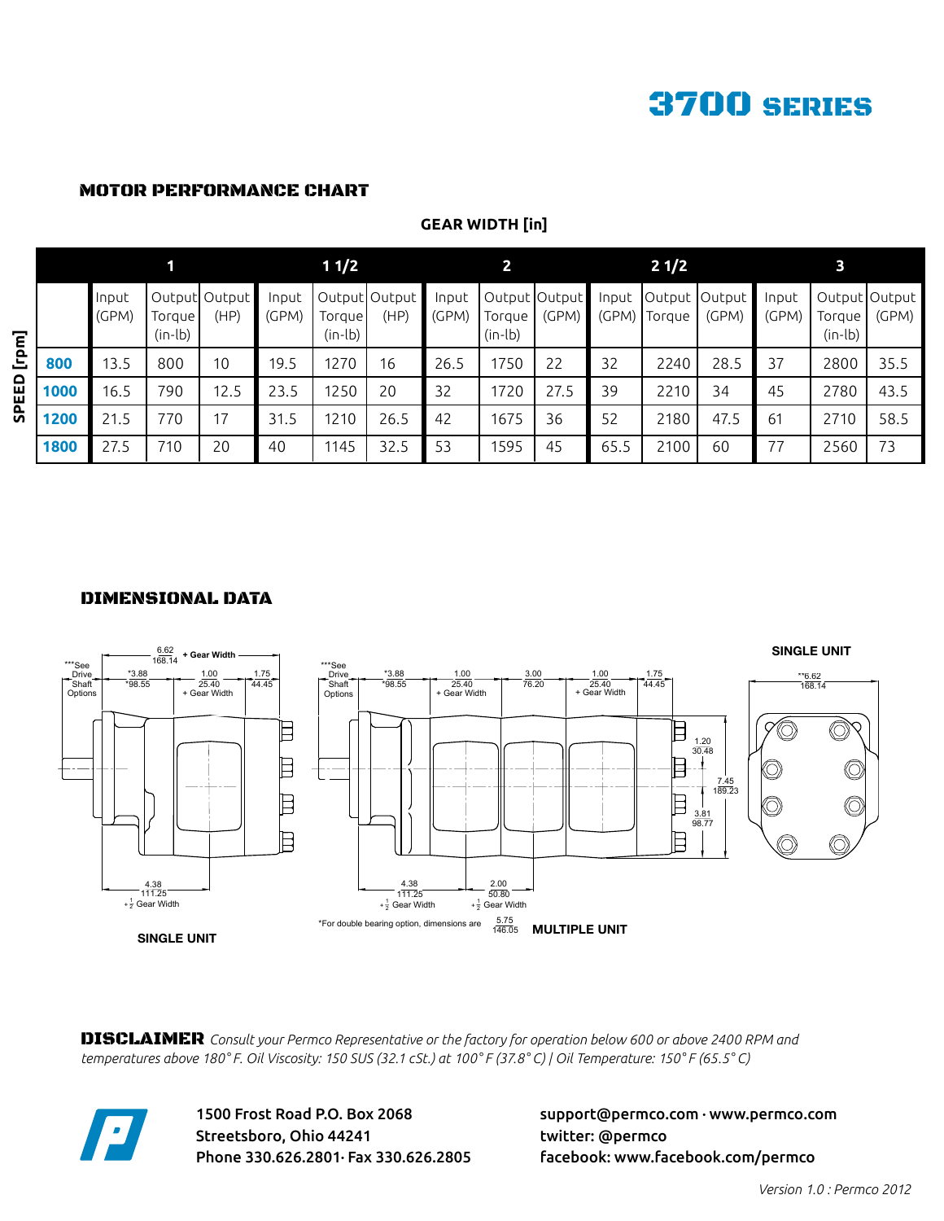# 3700 SERIES

## MOTOR PERFORMANCE CHART

**GEAR WIDTH [in]**

| SPEED [rpm] | 1 | | | 1 1/2 | | | 2 | | | 2 1/2 | | | 3 | | |
|---|---|---|---|---|---|---|---|---|---|---|---|---|---|---|---|
| | Input (GPM) | Output Torque (in-lb) | Output (HP) | Input (GPM) | Output Torque (in-lb) | Output (HP) | Input (GPM) | Output Torque (in-lb) | Output (GPM) | Input (GPM) | Output Torque | Output (GPM) | Input (GPM) | Output Torque (in-lb) | Output (GPM) |
| **800** | 13.5 | 800 | 10 | 19.5 | 1270 | 16 | 26.5 | 1750 | 22 | 32 | 2240 | 28.5 | 37 | 2800 | 35.5 |
| **1000** | 16.5 | 790 | 12.5 | 23.5 | 1250 | 20 | 32 | 1720 | 27.5 | 39 | 2210 | 34 | 45 | 2780 | 43.5 |
| **1200** | 21.5 | 770 | 17 | 31.5 | 1210 | 26.5 | 42 | 1675 | 36 | 52 | 2180 | 47.5 | 61 | 2710 | 58.5 |
| **1800** | 27.5 | 710 | 20 | 40 | 1145 | 32.5 | 53 | 1595 | 45 | 65.5 | 2100 | 60 | 77 | 2560 | 73 |

## DIMENSIONAL DATA

***See Drive Shaft Options
6.62 / 168.14 + Gear Width
*3.88 / *98.55
1.00 / 25.40 + Gear Width
1.75 / 44.45
4.38 / 111.25 + 1/2 Gear Width

SINGLE UNIT

***See Drive Shaft Options
*3.88 / *98.55
1.00 / 25.40 + Gear Width
3.00 / 76.20
1.00 / 25.40 + Gear Width
1.75 / 44.45
1.20 / 30.48
7.45 / 189.23
3.81 / 98.77
4.38 / 111.25 + 1/2 Gear Width
2.00 / 50.80 + 1/2 Gear Width

*For double bearing option, dimensions are 5.75 / 146.05

MULTIPLE UNIT

SINGLE UNIT
**6.62 / 168.14

**DISCLAIMER** *Consult your Permco Representative or the factory for operation below 600 or above 2400 RPM and temperatures above 180° F. Oil Viscosity: 150 SUS (32.1 cSt.) at 100° F (37.8° C) | Oil Temperature: 150° F (65.5° C)*

1500 Frost Road P.O. Box 2068
Streetsboro, Ohio 44241
Phone 330.626.2801· Fax 330.626.2805

support@permco.com · www.permco.com
twitter: @permco
facebook: www.facebook.com/permco

*Version 1.0 : Permco 2012*